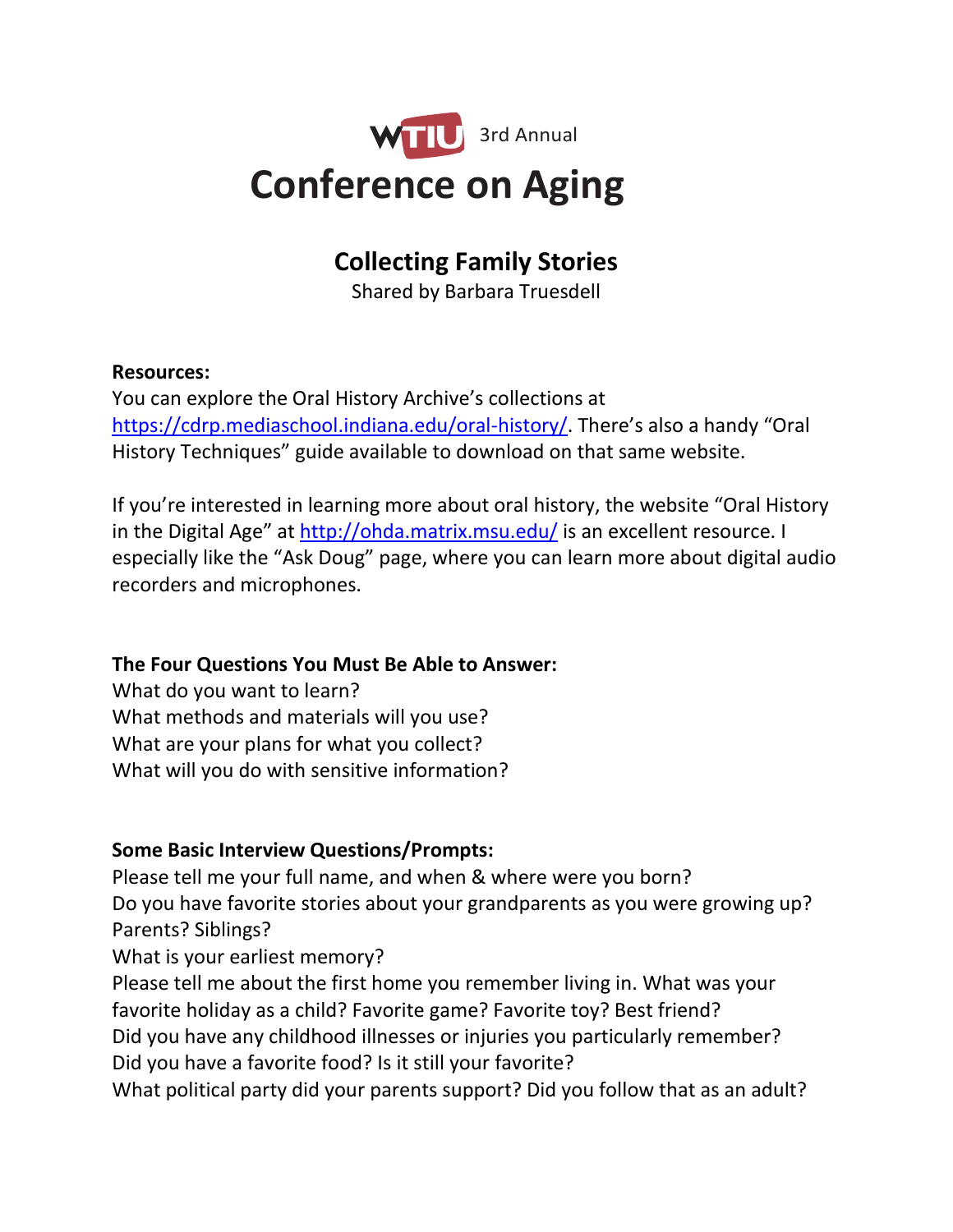WTIU 3rd Annual

# Conference on Aging

## Collecting Family Stories

Shared by Barbara Truesdell

**Resources:**

You can explore the Oral History Archive's collections at https://cdrp.mediaschool.indiana.edu/oral-history/. There's also a handy "Oral History Techniques" guide available to download on that same website.

If you're interested in learning more about oral history, the website "Oral History in the Digital Age" at http://ohda.matrix.msu.edu/ is an excellent resource. I especially like the "Ask Doug" page, where you can learn more about digital audio recorders and microphones.

**The Four Questions You Must Be Able to Answer:**

What do you want to learn?
What methods and materials will you use?
What are your plans for what you collect?
What will you do with sensitive information?

**Some Basic Interview Questions/Prompts:**

Please tell me your full name, and when & where were you born?
Do you have favorite stories about your grandparents as you were growing up? Parents? Siblings?
What is your earliest memory?
Please tell me about the first home you remember living in. What was your favorite holiday as a child? Favorite game? Favorite toy? Best friend?
Did you have any childhood illnesses or injuries you particularly remember?
Did you have a favorite food? Is it still your favorite?
What political party did your parents support? Did you follow that as an adult?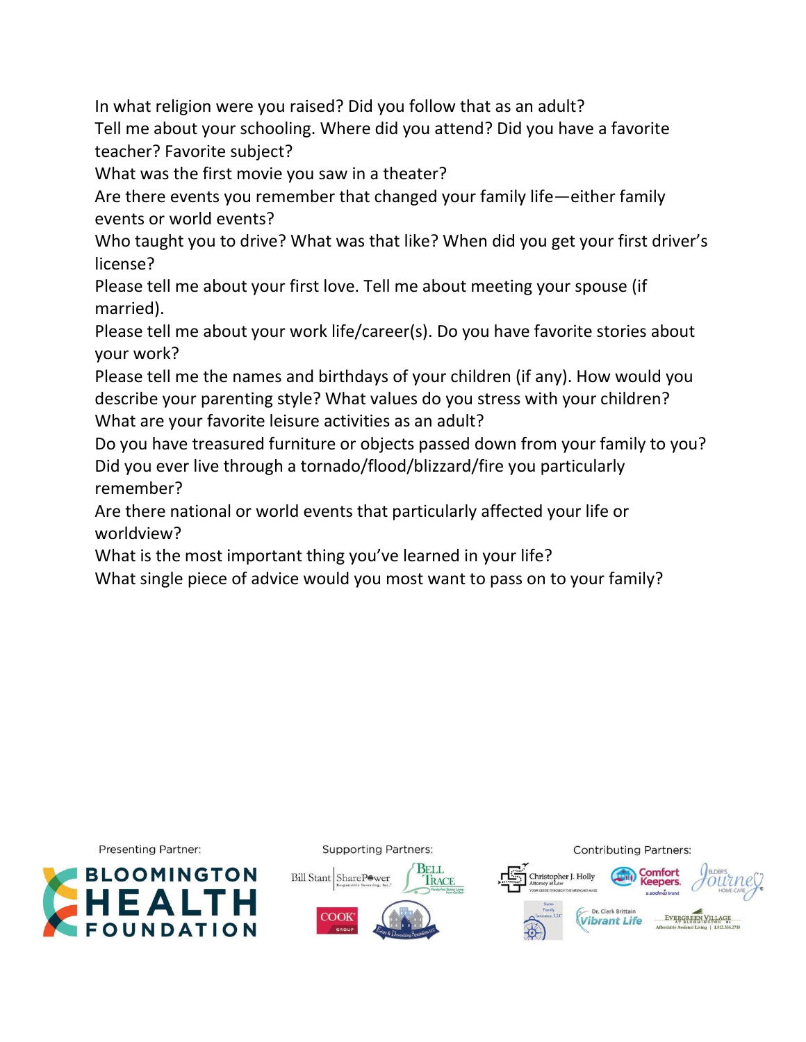In what religion were you raised? Did you follow that as an adult?

Tell me about your schooling. Where did you attend? Did you have a favorite teacher? Favorite subject?

What was the first movie you saw in a theater?

Are there events you remember that changed your family life—either family events or world events?

Who taught you to drive? What was that like? When did you get your first driver's license?

Please tell me about your first love. Tell me about meeting your spouse (if married).

Please tell me about your work life/career(s). Do you have favorite stories about your work?

Please tell me the names and birthdays of your children (if any). How would you describe your parenting style? What values do you stress with your children?

What are your favorite leisure activities as an adult?

Do you have treasured furniture or objects passed down from your family to you?

Did you ever live through a tornado/flood/blizzard/fire you particularly remember?

Are there national or world events that particularly affected your life or worldview?

What is the most important thing you've learned in your life?

What single piece of advice would you most want to pass on to your family?

Presenting Partner:

BLOOMINGTON HEALTH FOUNDATION

Supporting Partners:

Bill Stant | SharePower Responsible Investing, Inc.

Bell Trace

COOK GROUP

Estate & Downsizing Specialists LLC

Contributing Partners:

Christopher J. Holly Attorney at Law

Comfort Keepers a sodexo brand

Elder's Journey Home Care

Sacoo Family Insurance, LLC

Dr. Clark Brittain Vibrant Life

Evergreen Village at Bloomington